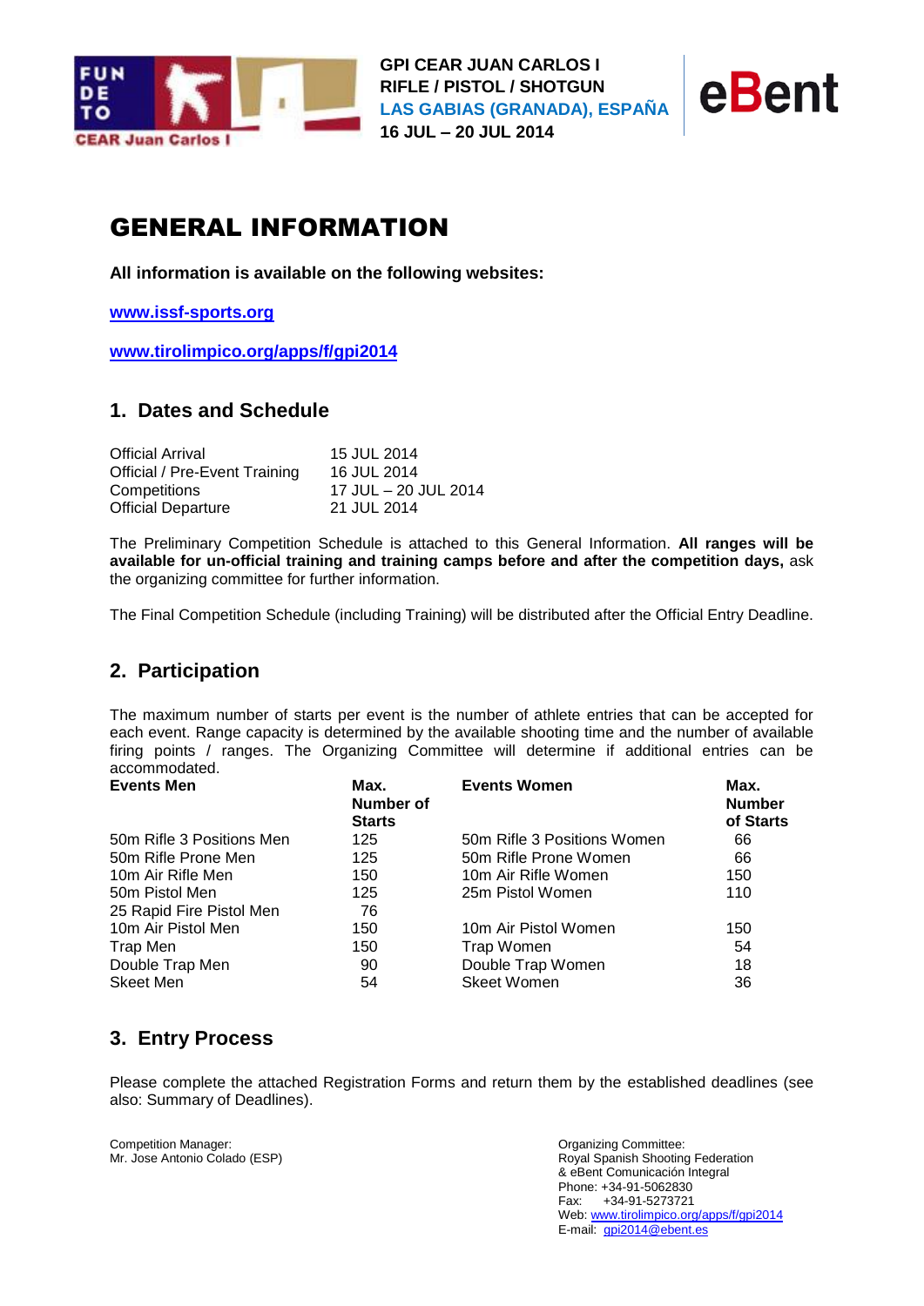GPI CEAR JUAN CARLOS I
RIFLE / PISTOL / SHOTGUN
LAS GABIAS (GRANADA), ESPAÑA
16 JUL – 20 JUL 2014

# GENERAL INFORMATION

**All information is available on the following websites:**

**www.issf-sports.org**

**www.tirolimpico.org/apps/f/gpi2014**

## 1. Dates and Schedule

| | |
|---|---|
| Official Arrival | 15 JUL 2014 |
| Official / Pre-Event Training | 16 JUL 2014 |
| Competitions | 17 JUL – 20 JUL 2014 |
| Official Departure | 21 JUL 2014 |

The Preliminary Competition Schedule is attached to this General Information. **All ranges will be available for un-official training and training camps before and after the competition days,** ask the organizing committee for further information.

The Final Competition Schedule (including Training) will be distributed after the Official Entry Deadline.

## 2. Participation

The maximum number of starts per event is the number of athlete entries that can be accepted for each event. Range capacity is determined by the available shooting time and the number of available firing points / ranges. The Organizing Committee will determine if additional entries can be accommodated.

| Events Men | Max. Number of Starts | Events Women | Max. Number of Starts |
|---|---|---|---|
| 50m Rifle 3 Positions Men | 125 | 50m Rifle 3 Positions Women | 66 |
| 50m Rifle Prone Men | 125 | 50m Rifle Prone Women | 66 |
| 10m Air Rifle Men | 150 | 10m Air Rifle Women | 150 |
| 50m Pistol Men | 125 | 25m Pistol Women | 110 |
| 25 Rapid Fire Pistol Men | 76 | | |
| 10m Air Pistol Men | 150 | 10m Air Pistol Women | 150 |
| Trap Men | 150 | Trap Women | 54 |
| Double Trap Men | 90 | Double Trap Women | 18 |
| Skeet Men | 54 | Skeet Women | 36 |

## 3. Entry Process

Please complete the attached Registration Forms and return them by the established deadlines (see also: Summary of Deadlines).

Competition Manager:
Mr. Jose Antonio Colado (ESP)

Organizing Committee:
Royal Spanish Shooting Federation
& eBent Comunicación Integral
Phone: +34-91-5062830
Fax: +34-91-5273721
Web: www.tirolimpico.org/apps/f/gpi2014
E-mail: gpi2014@ebent.es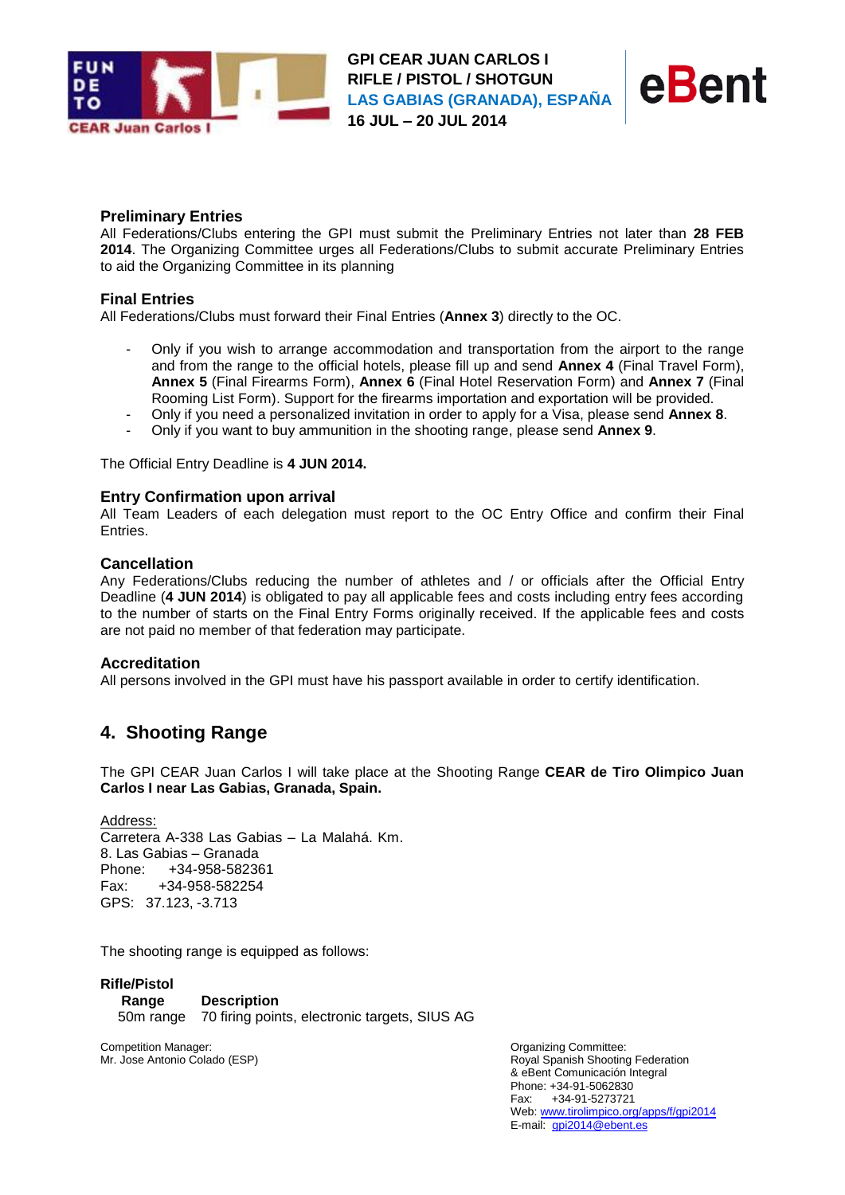### Preliminary Entries

All Federations/Clubs entering the GPI must submit the Preliminary Entries not later than **28 FEB 2014**. The Organizing Committee urges all Federations/Clubs to submit accurate Preliminary Entries to aid the Organizing Committee in its planning

### Final Entries

All Federations/Clubs must forward their Final Entries (**Annex 3**) directly to the OC.

- Only if you wish to arrange accommodation and transportation from the airport to the range and from the range to the official hotels, please fill up and send **Annex 4** (Final Travel Form), **Annex 5** (Final Firearms Form), **Annex 6** (Final Hotel Reservation Form) and **Annex 7** (Final Rooming List Form). Support for the firearms importation and exportation will be provided.
- Only if you need a personalized invitation in order to apply for a Visa, please send **Annex 8**.
- Only if you want to buy ammunition in the shooting range, please send **Annex 9**.

The Official Entry Deadline is **4 JUN 2014.**

### Entry Confirmation upon arrival

All Team Leaders of each delegation must report to the OC Entry Office and confirm their Final Entries.

### Cancellation

Any Federations/Clubs reducing the number of athletes and / or officials after the Official Entry Deadline (**4 JUN 2014**) is obligated to pay all applicable fees and costs including entry fees according to the number of starts on the Final Entry Forms originally received. If the applicable fees and costs are not paid no member of that federation may participate.

### Accreditation

All persons involved in the GPI must have his passport available in order to certify identification.

## 4. Shooting Range

The GPI CEAR Juan Carlos I will take place at the Shooting Range **CEAR de Tiro Olimpico Juan Carlos I near Las Gabias, Granada, Spain.**

Address:
Carretera A-338 Las Gabias – La Malahá. Km.
8. Las Gabias – Granada
Phone: +34-958-582361
Fax: +34-958-582254
GPS: 37.123, -3.713

The shooting range is equipped as follows:

**Rifle/Pistol**

| Range | Description |
|---|---|
| 50m range | 70 firing points, electronic targets, SIUS AG |

Competition Manager:
Mr. Jose Antonio Colado (ESP)

Organizing Committee:
Royal Spanish Shooting Federation
& eBent Comunicación Integral
Phone: +34-91-5062830
Fax: +34-91-5273721
Web: www.tirolimpico.org/apps/f/gpi2014
E-mail: gpi2014@ebent.es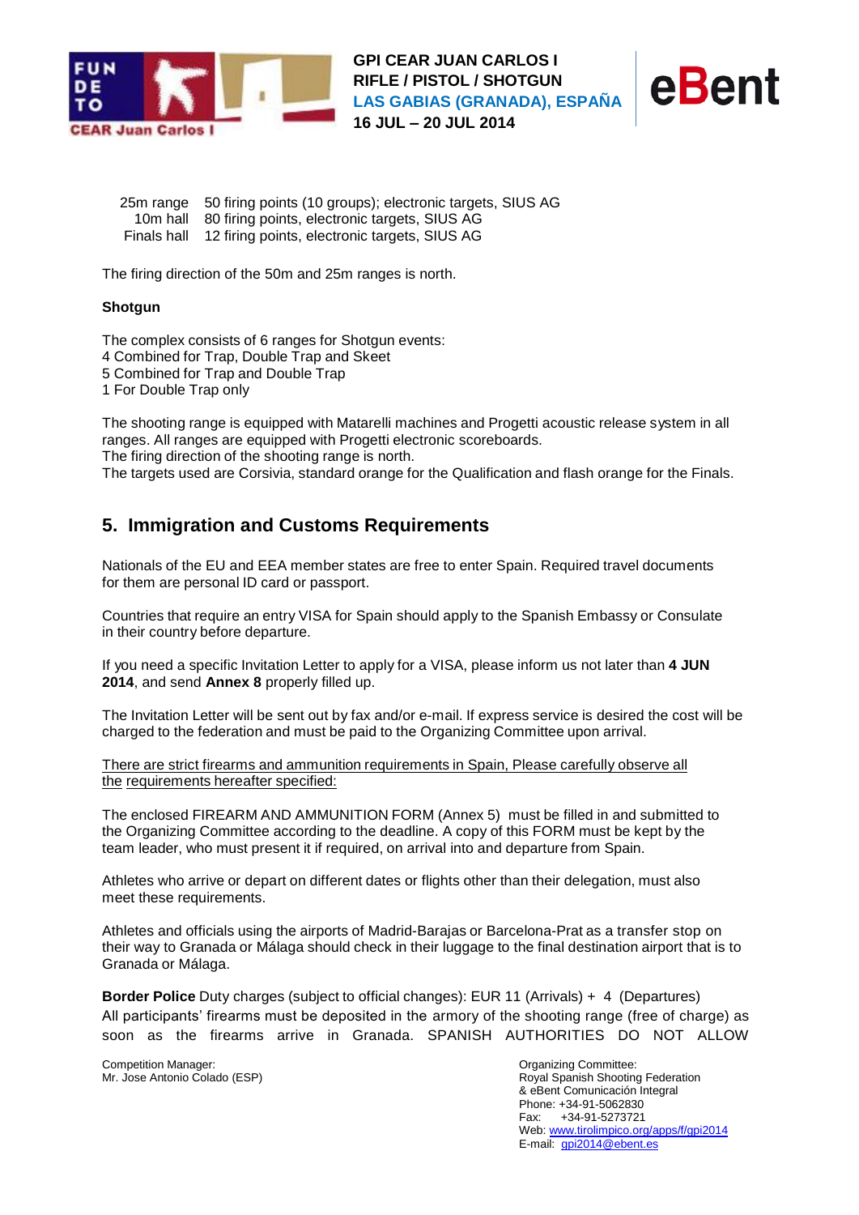| | |
|---|---|
| 25m range | 50 firing points (10 groups); electronic targets, SIUS AG |
| 10m hall | 80 firing points, electronic targets, SIUS AG |
| Finals hall | 12 firing points, electronic targets, SIUS AG |

The firing direction of the 50m and 25m ranges is north.

**Shotgun**

The complex consists of 6 ranges for Shotgun events:
4 Combined for Trap, Double Trap and Skeet
5 Combined for Trap and Double Trap
1 For Double Trap only

The shooting range is equipped with Matarelli machines and Progetti acoustic release system in all ranges. All ranges are equipped with Progetti electronic scoreboards.
The firing direction of the shooting range is north.
The targets used are Corsivia, standard orange for the Qualification and flash orange for the Finals.

## 5. Immigration and Customs Requirements

Nationals of the EU and EEA member states are free to enter Spain. Required travel documents for them are personal ID card or passport.

Countries that require an entry VISA for Spain should apply to the Spanish Embassy or Consulate in their country before departure.

If you need a specific Invitation Letter to apply for a VISA, please inform us not later than **4 JUN 2014**, and send **Annex 8** properly filled up.

The Invitation Letter will be sent out by fax and/or e-mail. If express service is desired the cost will be charged to the federation and must be paid to the Organizing Committee upon arrival.

<u>There are strict firearms and ammunition requirements in Spain, Please carefully observe all the requirements hereafter specified:</u>

The enclosed FIREARM AND AMMUNITION FORM (Annex 5) must be filled in and submitted to the Organizing Committee according to the deadline. A copy of this FORM must be kept by the team leader, who must present it if required, on arrival into and departure from Spain.

Athletes who arrive or depart on different dates or flights other than their delegation, must also meet these requirements.

Athletes and officials using the airports of Madrid-Barajas or Barcelona-Prat as a transfer stop on their way to Granada or Málaga should check in their luggage to the final destination airport that is to Granada or Málaga.

**Border Police** Duty charges (subject to official changes): EUR 11 (Arrivals) + 4 (Departures)
All participants' firearms must be deposited in the armory of the shooting range (free of charge) as soon as the firearms arrive in Granada. SPANISH AUTHORITIES DO NOT ALLOW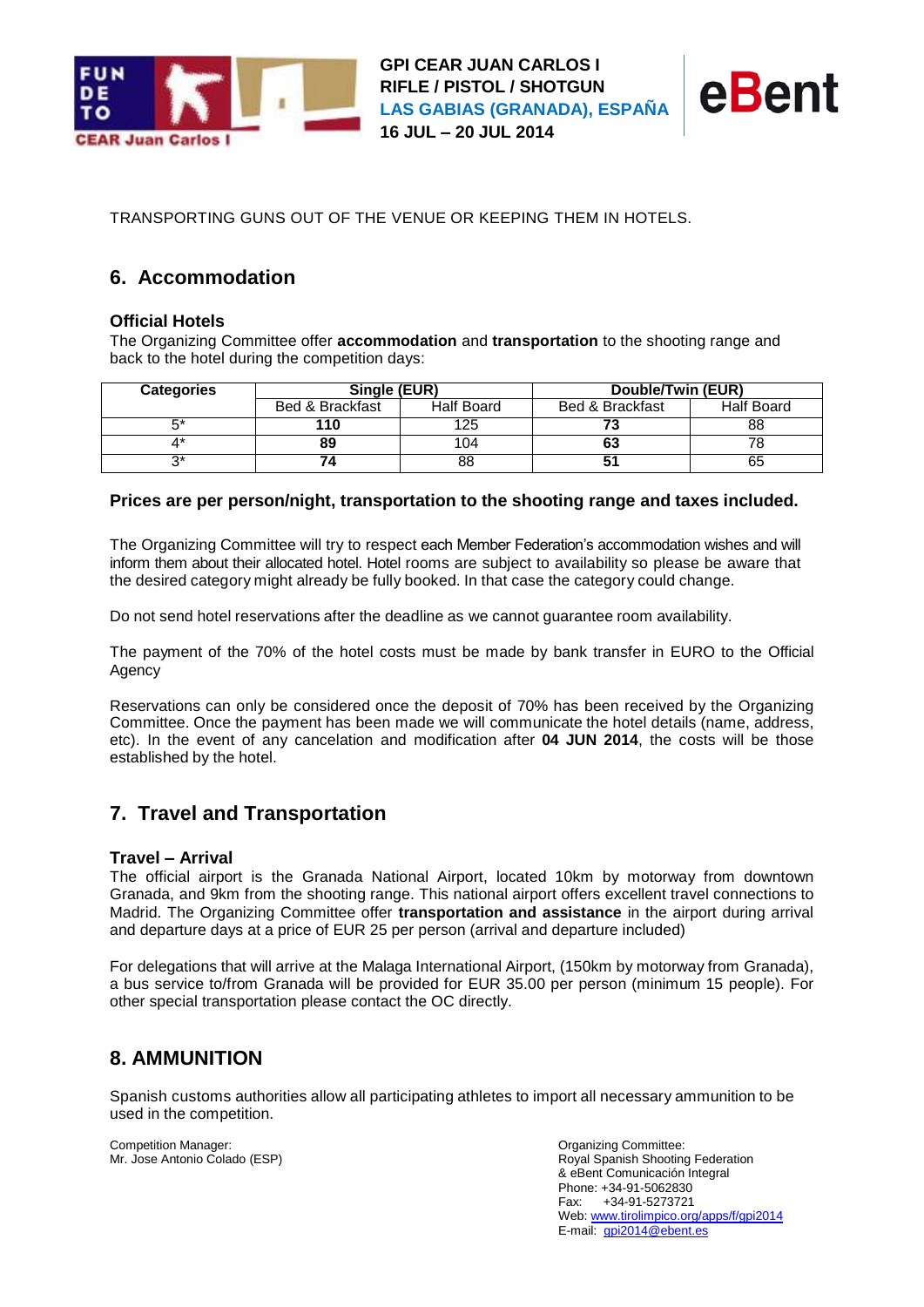TRANSPORTING GUNS OUT OF THE VENUE OR KEEPING THEM IN HOTELS.

## 6. Accommodation

### Official Hotels

The Organizing Committee offer **accommodation** and **transportation** to the shooting range and back to the hotel during the competition days:

| Categories | Single (EUR) | | Double/Twin (EUR) | |
|---|---|---|---|---|
| | Bed & Brackfast | Half Board | Bed & Brackfast | Half Board |
| 5* | **110** | 125 | **73** | 88 |
| 4* | **89** | 104 | **63** | 78 |
| 3* | **74** | 88 | **51** | 65 |

**Prices are per person/night, transportation to the shooting range and taxes included.**

The Organizing Committee will try to respect each Member Federation's accommodation wishes and will inform them about their allocated hotel. Hotel rooms are subject to availability so please be aware that the desired category might already be fully booked. In that case the category could change.

Do not send hotel reservations after the deadline as we cannot guarantee room availability.

The payment of the 70% of the hotel costs must be made by bank transfer in EURO to the Official Agency

Reservations can only be considered once the deposit of 70% has been received by the Organizing Committee. Once the payment has been made we will communicate the hotel details (name, address, etc). In the event of any cancelation and modification after **04 JUN 2014**, the costs will be those established by the hotel.

## 7. Travel and Transportation

### Travel – Arrival

The official airport is the Granada National Airport, located 10km by motorway from downtown Granada, and 9km from the shooting range. This national airport offers excellent travel connections to Madrid. The Organizing Committee offer **transportation and assistance** in the airport during arrival and departure days at a price of EUR 25 per person (arrival and departure included)

For delegations that will arrive at the Malaga International Airport, (150km by motorway from Granada), a bus service to/from Granada will be provided for EUR 35.00 per person (minimum 15 people). For other special transportation please contact the OC directly.

## 8. AMMUNITION

Spanish customs authorities allow all participating athletes to import all necessary ammunition to be used in the competition.

Competition Manager:
Mr. Jose Antonio Colado (ESP)

Organizing Committee:
Royal Spanish Shooting Federation
& eBent Comunicación Integral
Phone: +34-91-5062830
Fax: +34-91-5273721
Web: www.tirolimpico.org/apps/f/gpi2014
E-mail: gpi2014@ebent.es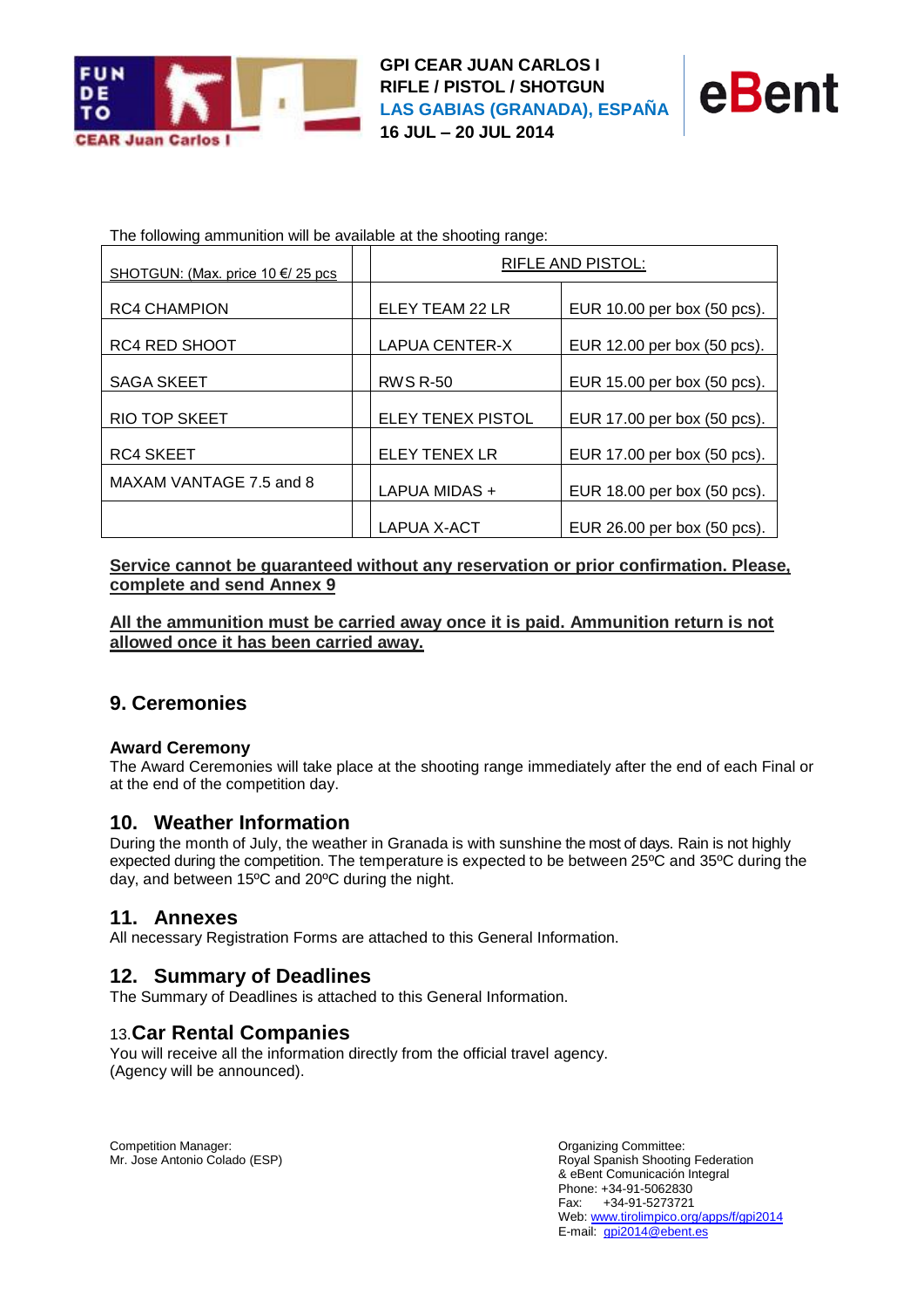The following ammunition will be available at the shooting range:

| SHOTGUN: (Max. price 10 €/ 25 pcs | | RIFLE AND PISTOL: | |
|---|---|---|---|
| RC4 CHAMPION | | ELEY TEAM 22 LR | EUR 10.00 per box (50 pcs). |
| RC4 RED SHOOT | | LAPUA CENTER-X | EUR 12.00 per box (50 pcs). |
| SAGA SKEET | | RWS R-50 | EUR 15.00 per box (50 pcs). |
| RIO TOP SKEET | | ELEY TENEX PISTOL | EUR 17.00 per box (50 pcs). |
| RC4 SKEET | | ELEY TENEX LR | EUR 17.00 per box (50 pcs). |
| MAXAM VANTAGE 7.5 and 8 | | LAPUA MIDAS + | EUR 18.00 per box (50 pcs). |
| | | LAPUA X-ACT | EUR 26.00 per box (50 pcs). |

**Service cannot be guaranteed without any reservation or prior confirmation. Please, complete and send Annex 9**

**All the ammunition must be carried away once it is paid. Ammunition return is not allowed once it has been carried away.**

## 9. Ceremonies

**Award Ceremony**

The Award Ceremonies will take place at the shooting range immediately after the end of each Final or at the end of the competition day.

## 10. Weather Information

During the month of July, the weather in Granada is with sunshine the most of days. Rain is not highly expected during the competition. The temperature is expected to be between 25ºC and 35ºC during the day, and between 15ºC and 20ºC during the night.

## 11. Annexes

All necessary Registration Forms are attached to this General Information.

## 12. Summary of Deadlines

The Summary of Deadlines is attached to this General Information.

## 13. Car Rental Companies

You will receive all the information directly from the official travel agency. (Agency will be announced).

Competition Manager:
Mr. Jose Antonio Colado (ESP)

Organizing Committee:
Royal Spanish Shooting Federation
& eBent Comunicación Integral
Phone: +34-91-5062830
Fax: +34-91-5273721
Web: www.tirolimpico.org/apps/f/gpi2014
E-mail: gpi2014@ebent.es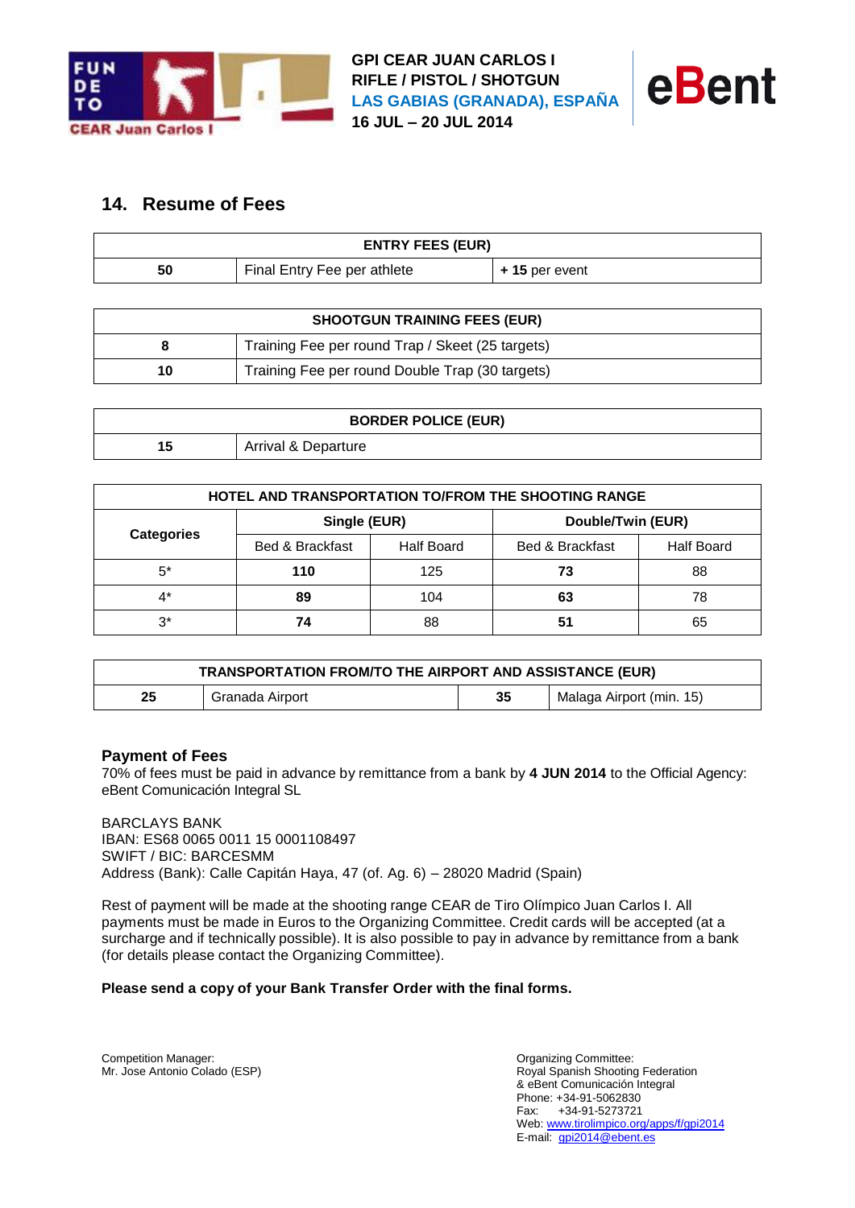## 14. Resume of Fees

| ENTRY FEES (EUR) | | |
|---|---|---|
| **50** | Final Entry Fee per athlete | **+ 15** per event |

| SHOOTGUN TRAINING FEES (EUR) | |
|---|---|
| **8** | Training Fee per round Trap / Skeet (25 targets) |
| **10** | Training Fee per round Double Trap (30 targets) |

| BORDER POLICE (EUR) | |
|---|---|
| **15** | Arrival & Departure |

| HOTEL AND TRANSPORTATION TO/FROM THE SHOOTING RANGE | | | | |
|---|---|---|---|---|
| **Categories** | **Single (EUR)** | | **Double/Twin (EUR)** | |
| | Bed & Brackfast | Half Board | Bed & Brackfast | Half Board |
| 5* | **110** | 125 | **73** | 88 |
| 4* | **89** | 104 | **63** | 78 |
| 3* | **74** | 88 | **51** | 65 |

| TRANSPORTATION FROM/TO THE AIRPORT AND ASSISTANCE (EUR) | | | |
|---|---|---|---|
| **25** | Granada Airport | **35** | Malaga Airport (min. 15) |

### Payment of Fees

70% of fees must be paid in advance by remittance from a bank by **4 JUN 2014** to the Official Agency: eBent Comunicación Integral SL

BARCLAYS BANK
IBAN: ES68 0065 0011 15 0001108497
SWIFT / BIC: BARCESMM
Address (Bank): Calle Capitán Haya, 47 (of. Ag. 6) – 28020 Madrid (Spain)

Rest of payment will be made at the shooting range CEAR de Tiro Olímpico Juan Carlos I. All payments must be made in Euros to the Organizing Committee. Credit cards will be accepted (at a surcharge and if technically possible). It is also possible to pay in advance by remittance from a bank (for details please contact the Organizing Committee).

**Please send a copy of your Bank Transfer Order with the final forms.**

Competition Manager:
Mr. Jose Antonio Colado (ESP)

Organizing Committee:
Royal Spanish Shooting Federation
& eBent Comunicación Integral
Phone: +34-91-5062830
Fax: +34-91-5273721
Web: www.tirolimpico.org/apps/f/gpi2014
E-mail: gpi2014@ebent.es